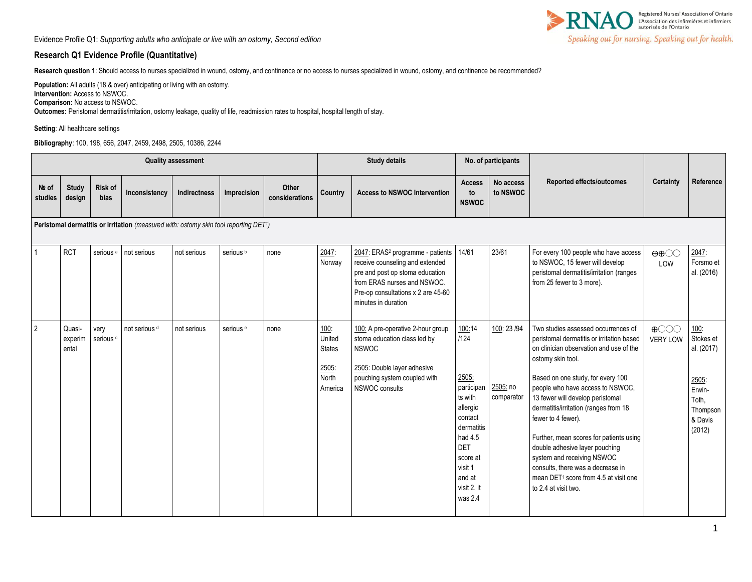Evidence Profile Q1: *Supporting adults who anticipate or live with an ostomy, Second edition*

## Research Q1 Evidence Profile (Quantitative)

**Research question 1**: Should access to nurses specialized in wound, ostomy, and continence or no access to nurses specialized in wound, ostomy, and continence be recommended?

**Population:** All adults (18 & over) anticipating or living with an ostomy.
**Intervention:** Access to NSWOC.
**Comparison:** No access to NSWOC.
**Outcomes:** Peristomal dermatitis/irritation, ostomy leakage, quality of life, readmission rates to hospital, hospital length of stay.

**Setting**: All healthcare settings

**Bibliography**: 100, 198, 656, 2047, 2459, 2498, 2505, 10386, 2244

| Quality assessment | | | | | | | Study details | | No. of participants | | Reported effects/outcomes | Certainty | Reference |
|---|---|---|---|---|---|---|---|---|---|---|---|---|---|
| № of studies | Study design | Risk of bias | Inconsistency | Indirectness | Imprecision | Other considerations | Country | Access to NSWOC Intervention | Access to NSWOC | No access to NSWOC | | | |
| **Peristomal dermatitis or irritation** *(measured with: ostomy skin tool reporting DET[1])* | | | | | | | | | | | | | |
| 1 | RCT | serious [a] | not serious | not serious | serious [b] | none | 2047: Norway | 2047: ERAS[2] programme - patients receive counseling and extended pre and post op stoma education from ERAS nurses and NSWOC. Pre-op consultations x 2 are 45-60 minutes in duration | 14/61 | 23/61 | For every 100 people who have access to NSWOC, 15 fewer will develop peristomal dermatitis/irritation (ranges from 25 fewer to 3 more). | ⊕⊕◯◯ LOW | 2047: Forsmo et al. (2016) |
| 2 | Quasi-experimental | very serious [c] | not serious [d] | not serious | serious [e] | none | 100: United States<br><br>2505: North America | 100: A pre-operative 2-hour group stoma education class led by NSWOC<br><br>2505: Double layer adhesive pouching system coupled with NSWOC consults | 100: 14 /124<br><br>2505: participants with allergic contact dermatitis had 4.5 DET score at visit 1 and at visit 2, it was 2.4 | 100: 23 /94<br><br>2505: no comparator | Two studies assessed occurrences of peristomal dermatitis or irritation based on clinician observation and use of the ostomy skin tool.<br><br>Based on one study, for every 100 people who have access to NSWOC, 13 fewer will develop peristomal dermatitis/irritation (ranges from 18 fewer to 4 fewer).<br><br>Further, mean scores for patients using double adhesive layer pouching system and receiving NSWOC consults, there was a decrease in mean DET[1] score from 4.5 at visit one to 2.4 at visit two. | ⊕◯◯◯ VERY LOW | 100: Stokes et al. (2017)<br><br>2505: Erwin-Toth, Thompson & Davis (2012) |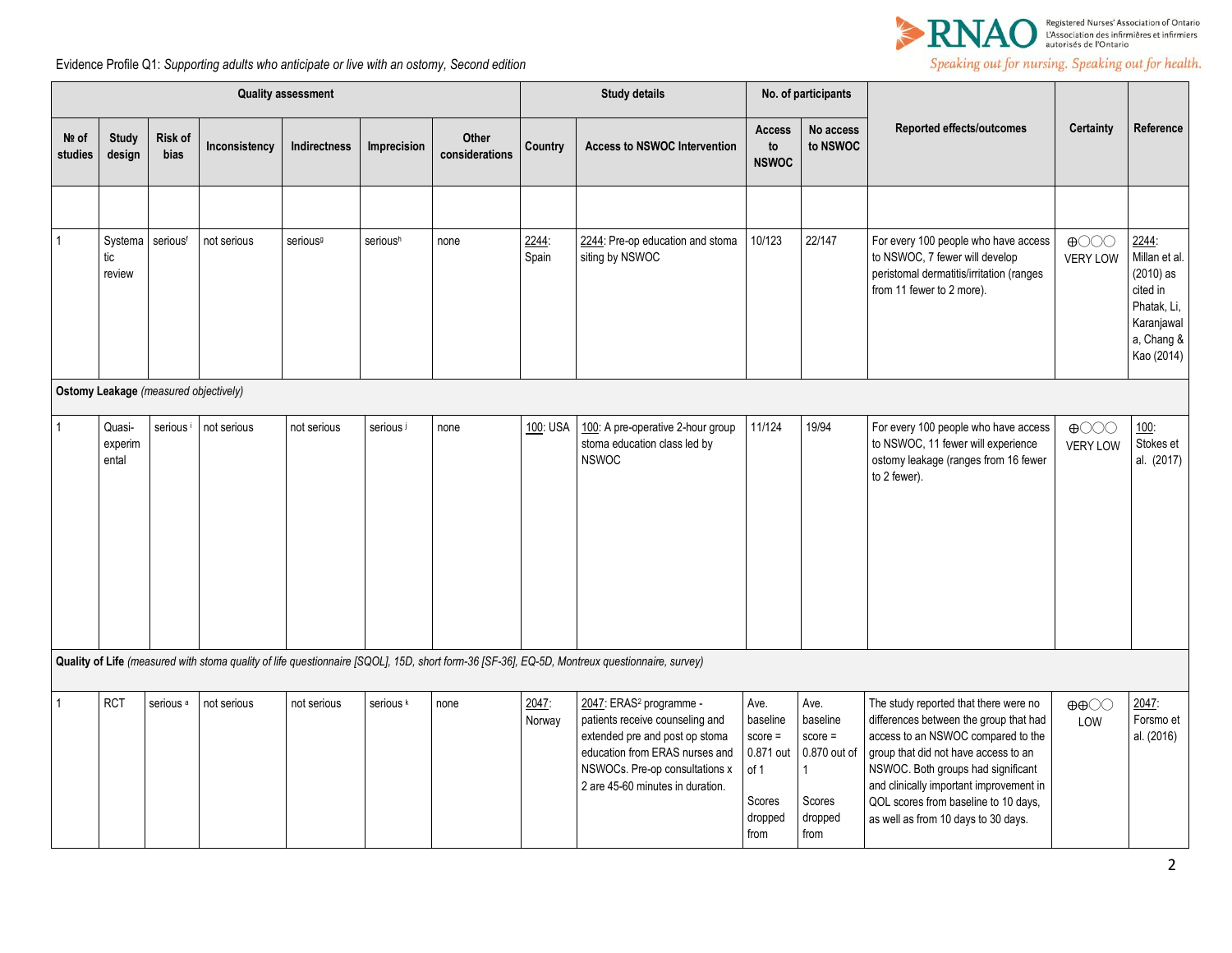Evidence Profile Q1: *Supporting adults who anticipate or live with an ostomy, Second edition*

| Quality assessment | | | | | | | Study details | | No. of participants | | Reported effects/outcomes | Certainty | Reference |
|---|---|---|---|---|---|---|---|---|---|---|---|---|---|
| № of studies | Study design | Risk of bias | Inconsistency | Indirectness | Imprecision | Other considerations | Country | Access to NSWOC Intervention | Access to NSWOC | No access to NSWOC | | | |
| | | | | | | | | | | | | | |
| 1 | Systematic review | serious[f] | not serious | serious[g] | serious[h] | none | 2244: Spain | 2244: Pre-op education and stoma siting by NSWOC | 10/123 | 22/147 | For every 100 people who have access to NSWOC, 7 fewer will develop peristomal dermatitis/irritation (ranges from 11 fewer to 2 more). | ⊕◯◯◯ VERY LOW | 2244: Millan et al. (2010) as cited in Phatak, Li, Karanjawala, Chang & Kao (2014) |
| **Ostomy Leakage** *(measured objectively)* | | | | | | | | | | | | | |
| 1 | Quasi-experimental | serious[i] | not serious | not serious | serious[j] | none | 100: USA | 100: A pre-operative 2-hour group stoma education class led by NSWOC | 11/124 | 19/94 | For every 100 people who have access to NSWOC, 11 fewer will experience ostomy leakage (ranges from 16 fewer to 2 fewer). | ⊕◯◯◯ VERY LOW | 100: Stokes et al. (2017) |
| **Quality of Life** *(measured with stoma quality of life questionnaire [SQOL], 15D, short form-36 [SF-36], EQ-5D, Montreux questionnaire, survey)* | | | | | | | | | | | | | |
| 1 | RCT | serious[a] | not serious | not serious | serious[k] | none | 2047: Norway | 2047: ERAS[2] programme - patients receive counseling and extended pre and post op stoma education from ERAS nurses and NSWOCs. Pre-op consultations x 2 are 45-60 minutes in duration. | Ave. baseline score = 0.871 out of 1<br><br>Scores dropped from | Ave. baseline score = 0.870 out of 1<br><br>Scores dropped from | The study reported that there were no differences between the group that had access to an NSWOC compared to the group that did not have access to an NSWOC. Both groups had significant and clinically important improvement in QOL scores from baseline to 10 days, as well as from 10 days to 30 days. | ⊕⊕◯◯ LOW | 2047: Forsmo et al. (2016) |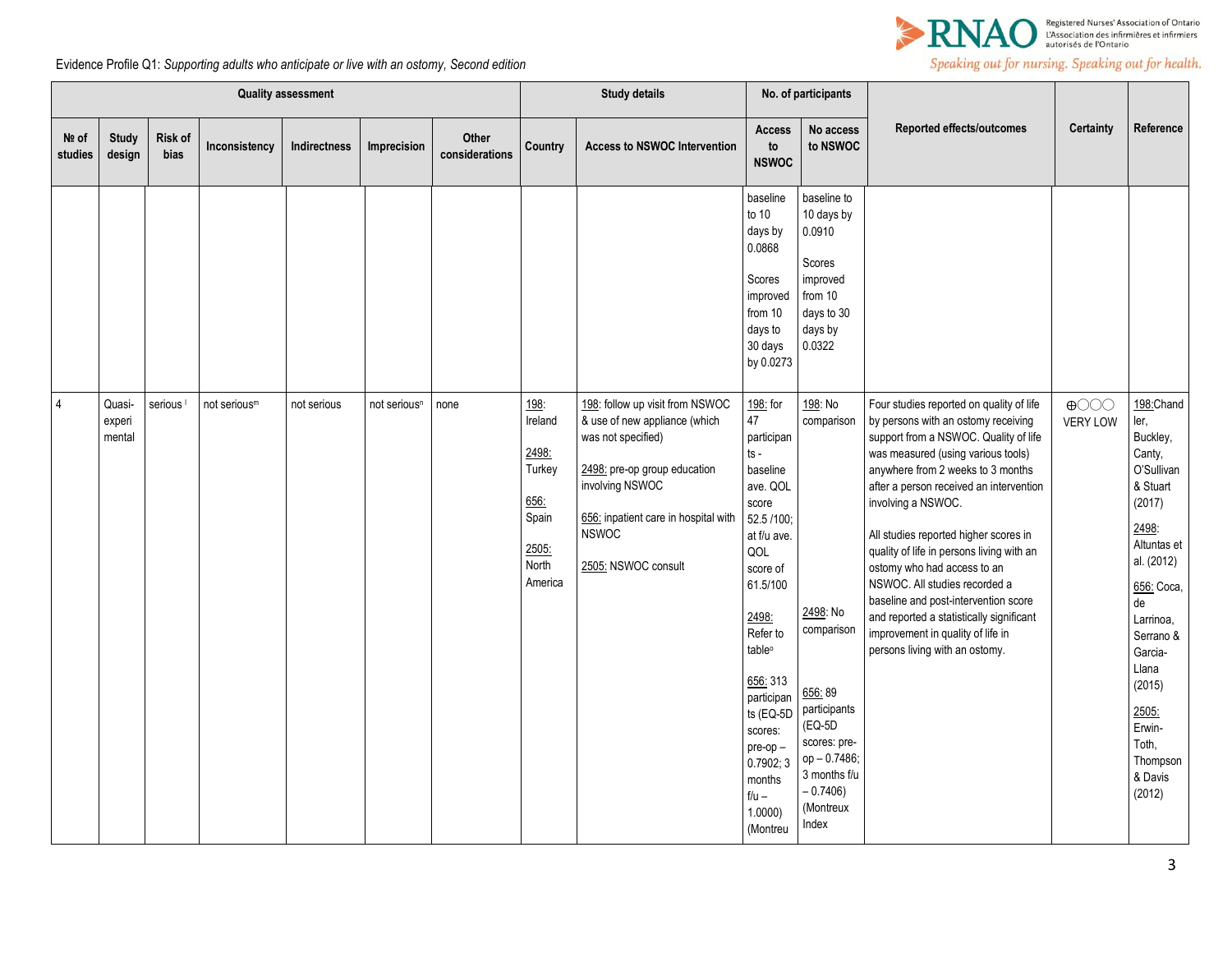Evidence Profile Q1: *Supporting adults who anticipate or live with an ostomy, Second edition*

| Quality assessment | | | | | | Study details | | No. of participants | | Reported effects/outcomes | Certainty | Reference |
|---|---|---|---|---|---|---|---|---|---|---|---|---|
| № of studies | Study design | Risk of bias | Inconsistency | Indirectness | Imprecision | Other considerations | Country | Access to NSWOC Intervention | Access to NSWOC | No access to NSWOC | | | |
| | | | | | | | | | baseline to 10 days by 0.0868<br><br>Scores improved from 10 days to 30 days by 0.0273 | baseline to 10 days by 0.0910<br><br>Scores improved from 10 days to 30 days by 0.0322 | | | |
| 4 | Quasi-experimental | serious [l] | not serious[m] | not serious | not serious[n] | none | 198: Ireland<br><br>2498: Turkey<br><br>656: Spain<br><br>2505: North America | 198: follow up visit from NSWOC & use of new appliance (which was not specified)<br><br>2498: pre-op group education involving NSWOC<br><br>656: inpatient care in hospital with NSWOC<br><br>2505: NSWOC consult | 198: for 47 participants - baseline ave. QOL score 52.5 /100; at f/u ave. QOL score of 61.5/100<br><br>2498: Refer to table[o]<br><br>656: 313 participants (EQ-5D scores: pre-op – 0.7902; 3 months f/u – 1.0000) (Montreu | 198: No comparison<br><br>2498: No comparison<br><br>656: 89 participants (EQ-5D scores: pre-op – 0.7486; 3 months f/u – 0.7406) (Montreux Index | Four studies reported on quality of life by persons with an ostomy receiving support from a NSWOC. Quality of life was measured (using various tools) anywhere from 2 weeks to 3 months after a person received an intervention involving a NSWOC.<br><br>All studies reported higher scores in quality of life in persons living with an ostomy who had access to an NSWOC. All studies recorded a baseline and post-intervention score and reported a statistically significant improvement in quality of life in persons living with an ostomy. | ⊕◯◯◯ VERY LOW | 198: Chandler, Buckley, Canty, O'Sullivan & Stuart (2017)<br><br>2498: Altuntas et al. (2012)<br><br>656: Coca, de Larrinoa, Serrano & Garcia-Llana (2015)<br><br>2505: Erwin-Toth, Thompson & Davis (2012) |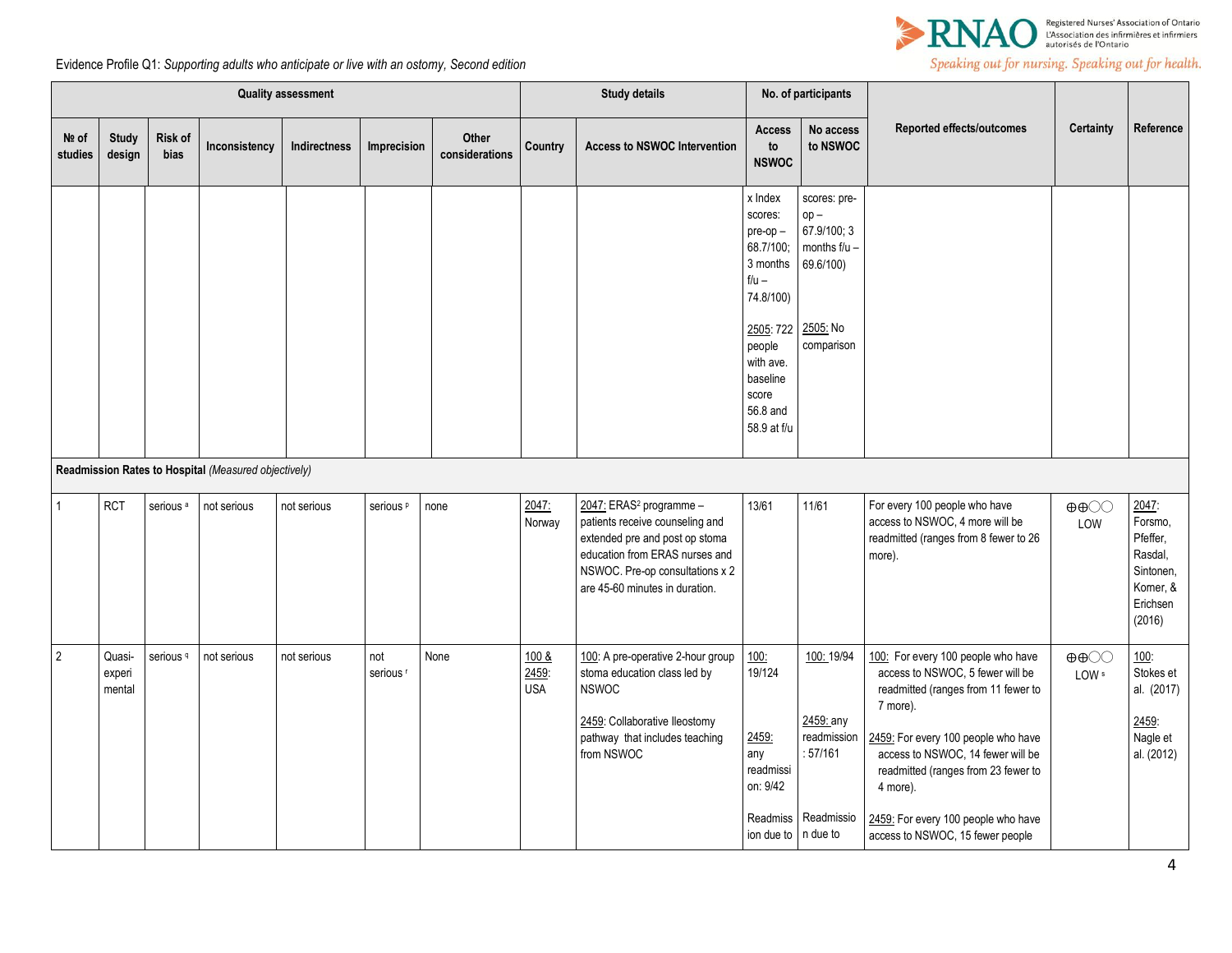Evidence Profile Q1: *Supporting adults who anticipate or live with an ostomy, Second edition*

| Quality assessment | | | | | | | Study details | | No. of participants | | Reported effects/outcomes | Certainty | Reference |
|---|---|---|---|---|---|---|---|---|---|---|---|---|---|
| № of studies | Study design | Risk of bias | Inconsistency | Indirectness | Imprecision | Other considerations | Country | Access to NSWOC Intervention | Access to NSWOC | No access to NSWOC | | | |
| | | | | | | | | | x Index scores: pre-op – 68.7/100; 3 months f/u – 74.8/100)<br><br>2505: 722 people with ave. baseline score 56.8 and 58.9 at f/u | scores: pre-op – 67.9/100; 3 months f/u – 69.6/100)<br><br>2505: No comparison | | | |
| **Readmission Rates to Hospital** *(Measured objectively)* | | | | | | | | | | | | | |
| 1 | RCT | serious [a] | not serious | not serious | serious [p] | none | 2047: Norway | 2047: ERAS[2] programme – patients receive counseling and extended pre and post op stoma education from ERAS nurses and NSWOC. Pre-op consultations x 2 are 45-60 minutes in duration. | 13/61 | 11/61 | For every 100 people who have access to NSWOC, 4 more will be readmitted (ranges from 8 fewer to 26 more). | ⊕⊕◯◯ LOW | 2047: Forsmo, Pfeffer, Rasdal, Sintonen, Korner, & Erichsen (2016) |
| 2 | Quasi-experimental | serious [q] | not serious | not serious | not serious [r] | None | 100 & 2459: USA | 100: A pre-operative 2-hour group stoma education class led by NSWOC<br><br>2459: Collaborative Ileostomy pathway that includes teaching from NSWOC | 100: 19/124<br><br>2459: any readmission: 9/42<br><br>Readmission due to | 100: 19/94<br><br>2459: any readmission: 57/161<br><br>Readmission due to | 100: For every 100 people who have access to NSWOC, 5 fewer will be readmitted (ranges from 11 fewer to 7 more).<br><br>2459: For every 100 people who have access to NSWOC, 14 fewer will be readmitted (ranges from 23 fewer to 4 more).<br><br>2459: For every 100 people who have access to NSWOC, 15 fewer people | ⊕⊕◯◯ LOW [s] | 100: Stokes et al. (2017)<br><br>2459: Nagle et al. (2012) |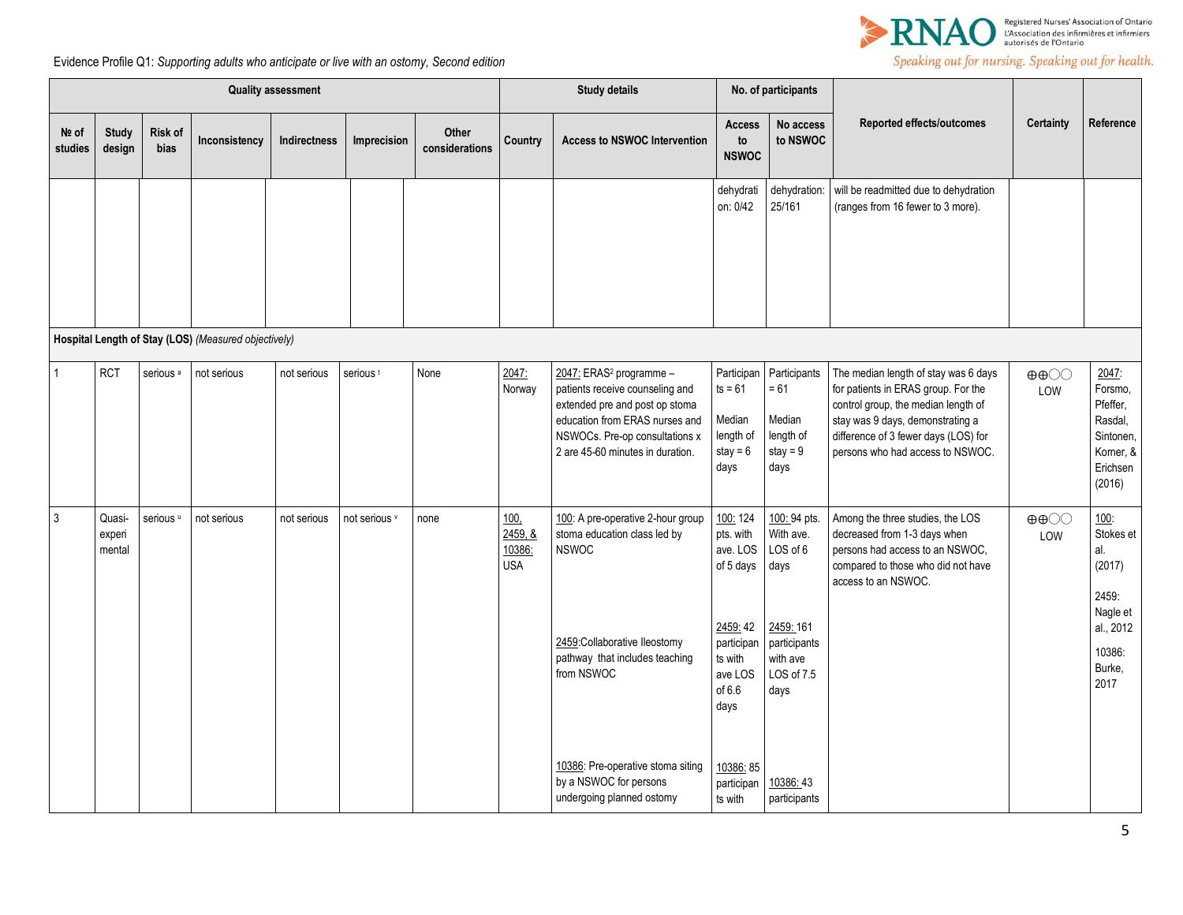Evidence Profile Q1: *Supporting adults who anticipate or live with an ostomy, Second edition*

| Quality assessment | | | | | | | Study details | | No. of participants | | Reported effects/outcomes | Certainty | Reference |
|---|---|---|---|---|---|---|---|---|---|---|---|---|---|
| № of studies | Study design | Risk of bias | Inconsistency | Indirectness | Imprecision | Other considerations | Country | Access to NSWOC Intervention | Access to NSWOC | No access to NSWOC | | | |
| | | | | | | | | | dehydration: 0/42 | dehydration: 25/161 | will be readmitted due to dehydration (ranges from 16 fewer to 3 more). | | |
| **Hospital Length of Stay (LOS)** *(Measured objectively)* | | | | | | | | | | | | | |
| 1 | RCT | serious [a] | not serious | not serious | serious [t] | None | 2047: Norway | 2047: ERAS[2] programme – patients receive counseling and extended pre and post op stoma education from ERAS nurses and NSWOCs. Pre-op consultations x 2 are 45-60 minutes in duration. | Participants = 61<br><br>Median length of stay = 6 days | Participants = 61<br><br>Median length of stay = 9 days | The median length of stay was 6 days for patients in ERAS group. For the control group, the median length of stay was 9 days, demonstrating a difference of 3 fewer days (LOS) for persons who had access to NSWOC. | ⊕⊕◯◯ LOW | 2047: Forsmo, Pfeffer, Rasdal, Sintonen, Korner, & Erichsen (2016) |
| 3 | Quasi-experimental | serious [u] | not serious | not serious | not serious [v] | none | 100, 2459, & 10386: USA | 100: A pre-operative 2-hour group stoma education class led by NSWOC<br><br>2459:Collaborative Ileostomy pathway that includes teaching from NSWOC<br><br>10386: Pre-operative stoma siting by a NSWOC for persons undergoing planned ostomy | 100: 124 pts. with ave. LOS of 5 days<br><br>2459: 42 participants with ave LOS of 6.6 days<br><br>10386: 85 participants with | 100: 94 pts. With ave. LOS of 6 days<br><br>2459: 161 participants with ave LOS of 7.5 days<br><br>10386: 43 participants | Among the three studies, the LOS decreased from 1-3 days when persons had access to an NSWOC, compared to those who did not have access to an NSWOC. | ⊕⊕◯◯ LOW | 100: Stokes et al. (2017)<br><br>2459: Nagle et al., 2012<br><br>10386: Burke, 2017 |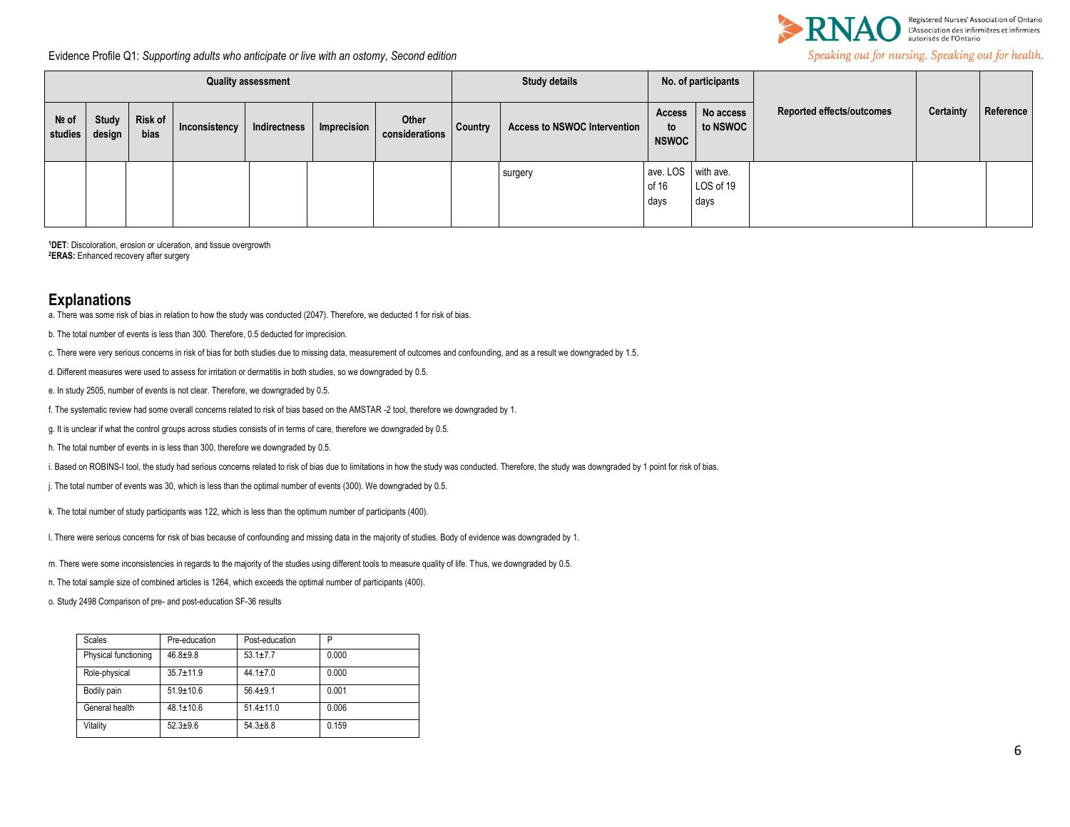| Quality assessment | | | | | | | Study details | | No. of participants | | Reported effects/outcomes | Certainty | Reference |
|---|---|---|---|---|---|---|---|---|---|---|---|---|---|
| № of studies | Study design | Risk of bias | Inconsistency | Indirectness | Imprecision | Other considerations | Country | Access to NSWOC Intervention | Access to NSWOC | No access to NSWOC | | | |
| | | | | | | | | surgery | ave. LOS of 16 days | with ave. LOS of 19 days | | | |

[1]**DET**: Discoloration, erosion or ulceration, and tissue overgrowth
[2]**ERAS:** Enhanced recovery after surgery

## Explanations

a. There was some risk of bias in relation to how the study was conducted (2047). Therefore, we deducted 1 for risk of bias.

b. The total number of events is less than 300. Therefore, 0.5 deducted for imprecision.

c. There were very serious concerns in risk of bias for both studies due to missing data, measurement of outcomes and confounding, and as a result we downgraded by 1.5.

d. Different measures were used to assess for irritation or dermatitis in both studies, so we downgraded by 0.5.

e. In study 2505, number of events is not clear. Therefore, we downgraded by 0.5.

f. The systematic review had some overall concerns related to risk of bias based on the AMSTAR -2 tool, therefore we downgraded by 1.

g. It is unclear if what the control groups across studies consists of in terms of care, therefore we downgraded by 0.5.

h. The total number of events in is less than 300, therefore we downgraded by 0.5.

i. Based on ROBINS-I tool, the study had serious concerns related to risk of bias due to limitations in how the study was conducted. Therefore, the study was downgraded by 1 point for risk of bias.

j. The total number of events was 30, which is less than the optimal number of events (300). We downgraded by 0.5.

k. The total number of study participants was 122, which is less than the optimum number of participants (400).

l. There were serious concerns for risk of bias because of confounding and missing data in the majority of studies. Body of evidence was downgraded by 1.

m. There were some inconsistencies in regards to the majority of the studies using different tools to measure quality of life. Thus, we downgraded by 0.5.

n. The total sample size of combined articles is 1264, which exceeds the optimal number of participants (400).

o. Study 2498 Comparison of pre- and post-education SF-36 results

| Scales | Pre-education | Post-education | P |
|---|---|---|---|
| Physical functioning | 46.8±9.8 | 53.1±7.7 | 0.000 |
| Role-physical | 35.7±11.9 | 44.1±7.0 | 0.000 |
| Bodily pain | 51.9±10.6 | 56.4±9.1 | 0.001 |
| General health | 48.1±10.6 | 51.4±11.0 | 0.006 |
| Vitality | 52.3±9.6 | 54.3±8.8 | 0.159 |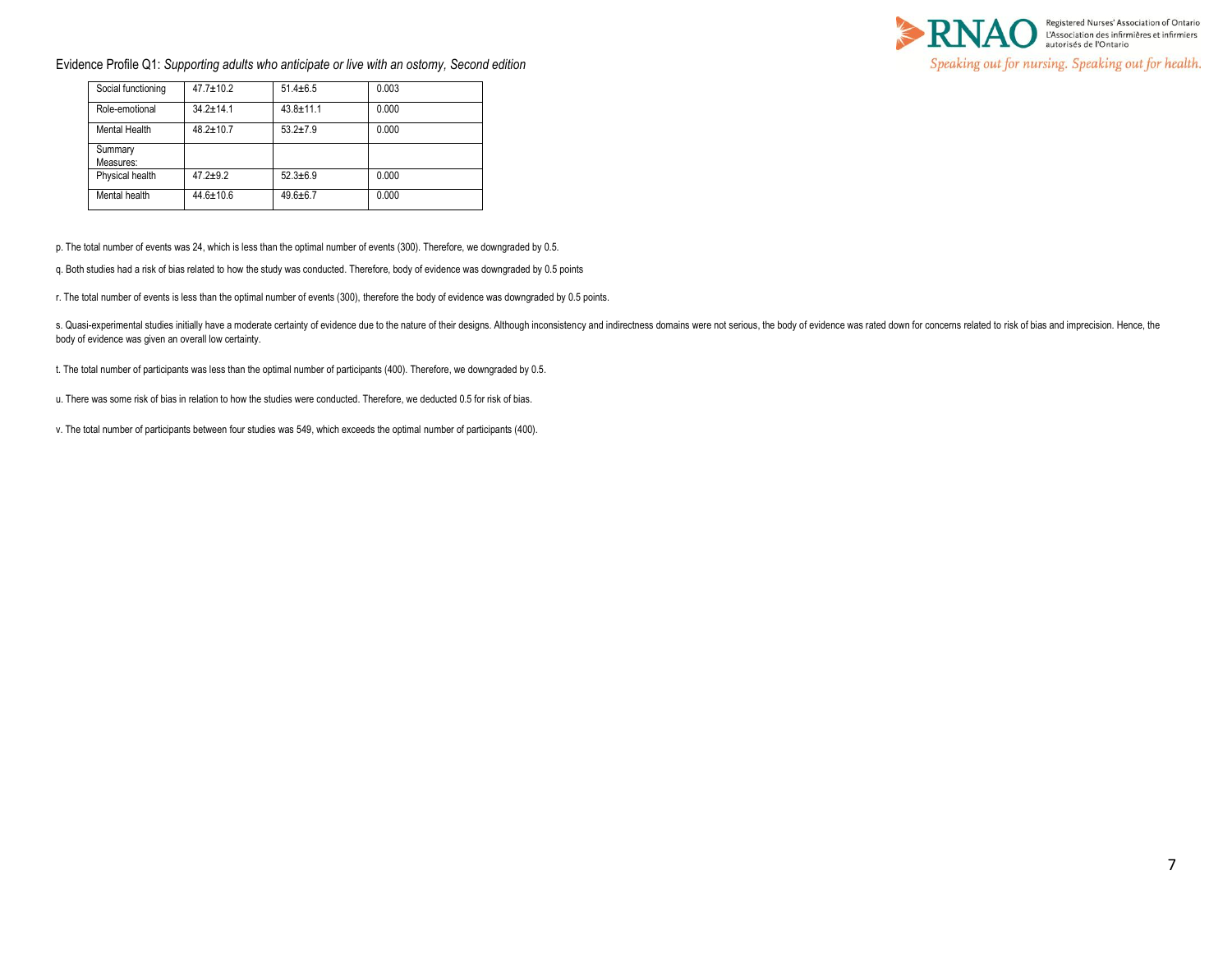| | | | |
|---|---|---|---|
| Social functioning | 47.7±10.2 | 51.4±6.5 | 0.003 |
| Role-emotional | 34.2±14.1 | 43.8±11.1 | 0.000 |
| Mental Health | 48.2±10.7 | 53.2±7.9 | 0.000 |
| Summary Measures: | | | |
| Physical health | 47.2±9.2 | 52.3±6.9 | 0.000 |
| Mental health | 44.6±10.6 | 49.6±6.7 | 0.000 |

p. The total number of events was 24, which is less than the optimal number of events (300). Therefore, we downgraded by 0.5.

q. Both studies had a risk of bias related to how the study was conducted. Therefore, body of evidence was downgraded by 0.5 points

r. The total number of events is less than the optimal number of events (300), therefore the body of evidence was downgraded by 0.5 points.

s. Quasi-experimental studies initially have a moderate certainty of evidence due to the nature of their designs. Although inconsistency and indirectness domains were not serious, the body of evidence was rated down for concerns related to risk of bias and imprecision. Hence, the body of evidence was given an overall low certainty.

t. The total number of participants was less than the optimal number of participants (400). Therefore, we downgraded by 0.5.

u. There was some risk of bias in relation to how the studies were conducted. Therefore, we deducted 0.5 for risk of bias.

v. The total number of participants between four studies was 549, which exceeds the optimal number of participants (400).